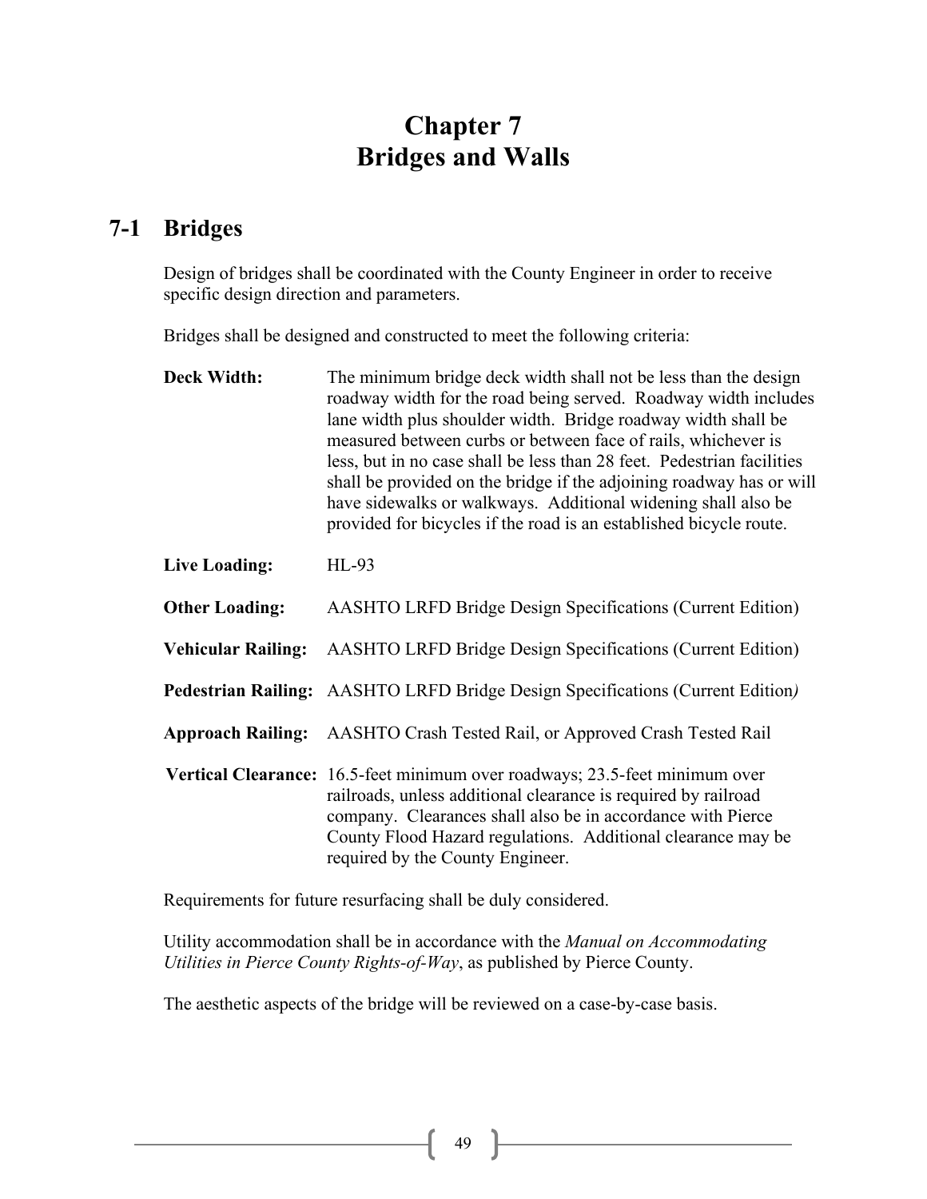# Chapter 7
# Bridges and Walls

## 7-1 Bridges

Design of bridges shall be coordinated with the County Engineer in order to receive specific design direction and parameters.

Bridges shall be designed and constructed to meet the following criteria:

**Deck Width:** The minimum bridge deck width shall not be less than the design roadway width for the road being served. Roadway width includes lane width plus shoulder width. Bridge roadway width shall be measured between curbs or between face of rails, whichever is less, but in no case shall be less than 28 feet. Pedestrian facilities shall be provided on the bridge if the adjoining roadway has or will have sidewalks or walkways. Additional widening shall also be provided for bicycles if the road is an established bicycle route.

**Live Loading:** HL-93

**Other Loading:** AASHTO LRFD Bridge Design Specifications (Current Edition)

**Vehicular Railing:** AASHTO LRFD Bridge Design Specifications (Current Edition)

**Pedestrian Railing:** AASHTO LRFD Bridge Design Specifications (Current Edition)

**Approach Railing:** AASHTO Crash Tested Rail, or Approved Crash Tested Rail

**Vertical Clearance:** 16.5-feet minimum over roadways; 23.5-feet minimum over railroads, unless additional clearance is required by railroad company. Clearances shall also be in accordance with Pierce County Flood Hazard regulations. Additional clearance may be required by the County Engineer.

Requirements for future resurfacing shall be duly considered.

Utility accommodation shall be in accordance with the *Manual on Accommodating Utilities in Pierce County Rights-of-Way*, as published by Pierce County.

The aesthetic aspects of the bridge will be reviewed on a case-by-case basis.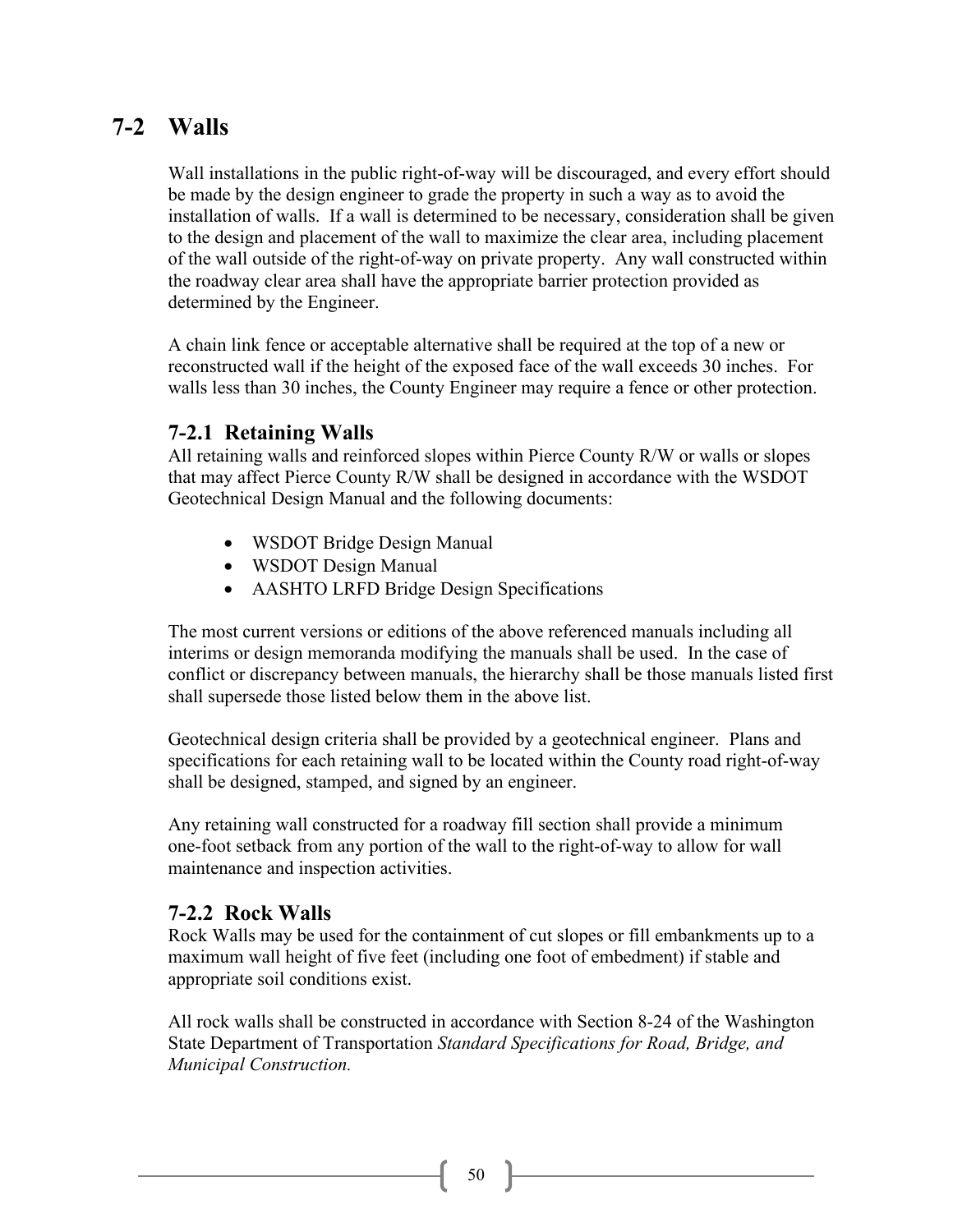## 7-2 Walls

Wall installations in the public right-of-way will be discouraged, and every effort should be made by the design engineer to grade the property in such a way as to avoid the installation of walls. If a wall is determined to be necessary, consideration shall be given to the design and placement of the wall to maximize the clear area, including placement of the wall outside of the right-of-way on private property. Any wall constructed within the roadway clear area shall have the appropriate barrier protection provided as determined by the Engineer.

A chain link fence or acceptable alternative shall be required at the top of a new or reconstructed wall if the height of the exposed face of the wall exceeds 30 inches. For walls less than 30 inches, the County Engineer may require a fence or other protection.

### 7-2.1 Retaining Walls

All retaining walls and reinforced slopes within Pierce County R/W or walls or slopes that may affect Pierce County R/W shall be designed in accordance with the WSDOT Geotechnical Design Manual and the following documents:

- WSDOT Bridge Design Manual
- WSDOT Design Manual
- AASHTO LRFD Bridge Design Specifications

The most current versions or editions of the above referenced manuals including all interims or design memoranda modifying the manuals shall be used. In the case of conflict or discrepancy between manuals, the hierarchy shall be those manuals listed first shall supersede those listed below them in the above list.

Geotechnical design criteria shall be provided by a geotechnical engineer. Plans and specifications for each retaining wall to be located within the County road right-of-way shall be designed, stamped, and signed by an engineer.

Any retaining wall constructed for a roadway fill section shall provide a minimum one-foot setback from any portion of the wall to the right-of-way to allow for wall maintenance and inspection activities.

### 7-2.2 Rock Walls

Rock Walls may be used for the containment of cut slopes or fill embankments up to a maximum wall height of five feet (including one foot of embedment) if stable and appropriate soil conditions exist.

All rock walls shall be constructed in accordance with Section 8-24 of the Washington State Department of Transportation *Standard Specifications for Road, Bridge, and Municipal Construction.*